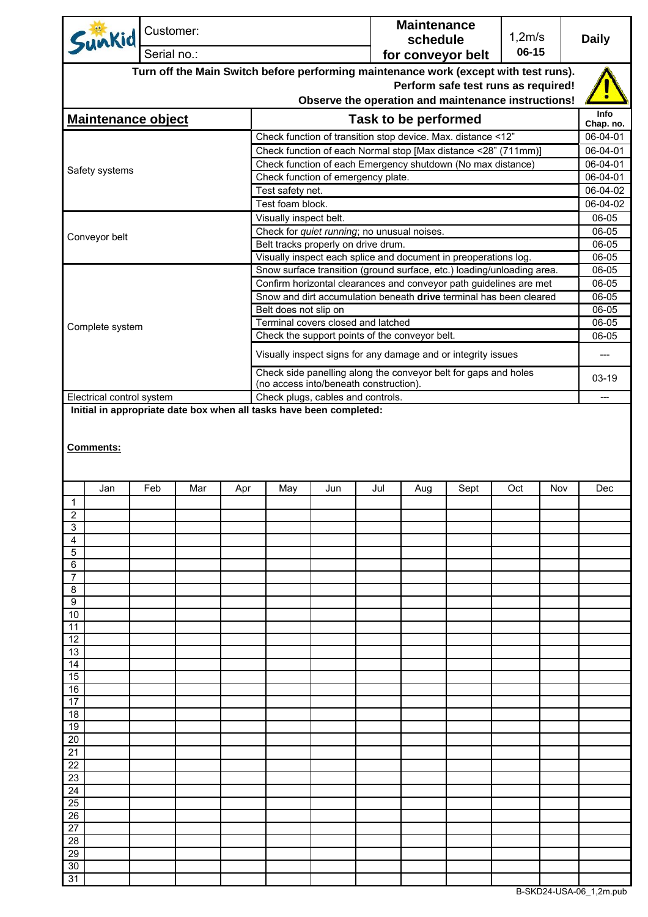| Sunkid | Customer: | Maintenance schedule for conveyor belt | 1,2m/s 06-15 | Daily |
|---|---|---|---|---|
| | Serial no.: | | | |

**Turn off the Main Switch before performing maintenance work (except with test runs).**
**Perform safe test runs as required!**
**Observe the operation and maintenance instructions!**

| Maintenance object | Task to be performed | Info Chap. no. |
|---|---|---|
| Safety systems | Check function of transition stop device. Max. distance <12" | 06-04-01 |
| | Check function of each Normal stop [Max distance <28" (711mm)] | 06-04-01 |
| | Check function of each Emergency shutdown (No max distance) | 06-04-01 |
| | Check function of emergency plate. | 06-04-01 |
| | Test safety net. | 06-04-02 |
| | Test foam block. | 06-04-02 |
| Conveyor belt | Visually inspect belt. | 06-05 |
| | Check for *quiet running*; no unusual noises. | 06-05 |
| | Belt tracks properly on drive drum. | 06-05 |
| | Visually inspect each splice and document in preoperations log. | 06-05 |
| Complete system | Snow surface transition (ground surface, etc.) loading/unloading area. | 06-05 |
| | Confirm horizontal clearances and conveyor path guidelines are met | 06-05 |
| | Snow and dirt accumulation beneath **drive** terminal has been cleared | 06-05 |
| | Belt does not slip on | 06-05 |
| | Terminal covers closed and latched | 06-05 |
| | Check the support points of the conveyor belt. | 06-05 |
| | Visually inspect signs for any damage and or integrity issues | --- |
| | Check side panelling along the conveyor belt for gaps and holes (no access into/beneath construction). | 03-19 |
| Electrical control system | Check plugs, cables and controls. | --- |

**Initial in appropriate date box when all tasks have been completed:**

**Comments:**

| | Jan | Feb | Mar | Apr | May | Jun | Jul | Aug | Sept | Oct | Nov | Dec |
|---|---|---|---|---|---|---|---|---|---|---|---|---|
| 1 | | | | | | | | | | | | |
| 2 | | | | | | | | | | | | |
| 3 | | | | | | | | | | | | |
| 4 | | | | | | | | | | | | |
| 5 | | | | | | | | | | | | |
| 6 | | | | | | | | | | | | |
| 7 | | | | | | | | | | | | |
| 8 | | | | | | | | | | | | |
| 9 | | | | | | | | | | | | |
| 10 | | | | | | | | | | | | |
| 11 | | | | | | | | | | | | |
| 12 | | | | | | | | | | | | |
| 13 | | | | | | | | | | | | |
| 14 | | | | | | | | | | | | |
| 15 | | | | | | | | | | | | |
| 16 | | | | | | | | | | | | |
| 17 | | | | | | | | | | | | |
| 18 | | | | | | | | | | | | |
| 19 | | | | | | | | | | | | |
| 20 | | | | | | | | | | | | |
| 21 | | | | | | | | | | | | |
| 22 | | | | | | | | | | | | |
| 23 | | | | | | | | | | | | |
| 24 | | | | | | | | | | | | |
| 25 | | | | | | | | | | | | |
| 26 | | | | | | | | | | | | |
| 27 | | | | | | | | | | | | |
| 28 | | | | | | | | | | | | |
| 29 | | | | | | | | | | | | |
| 30 | | | | | | | | | | | | |
| 31 | | | | | | | | | | | | |

B-SKD24-USA-06_1,2m.pub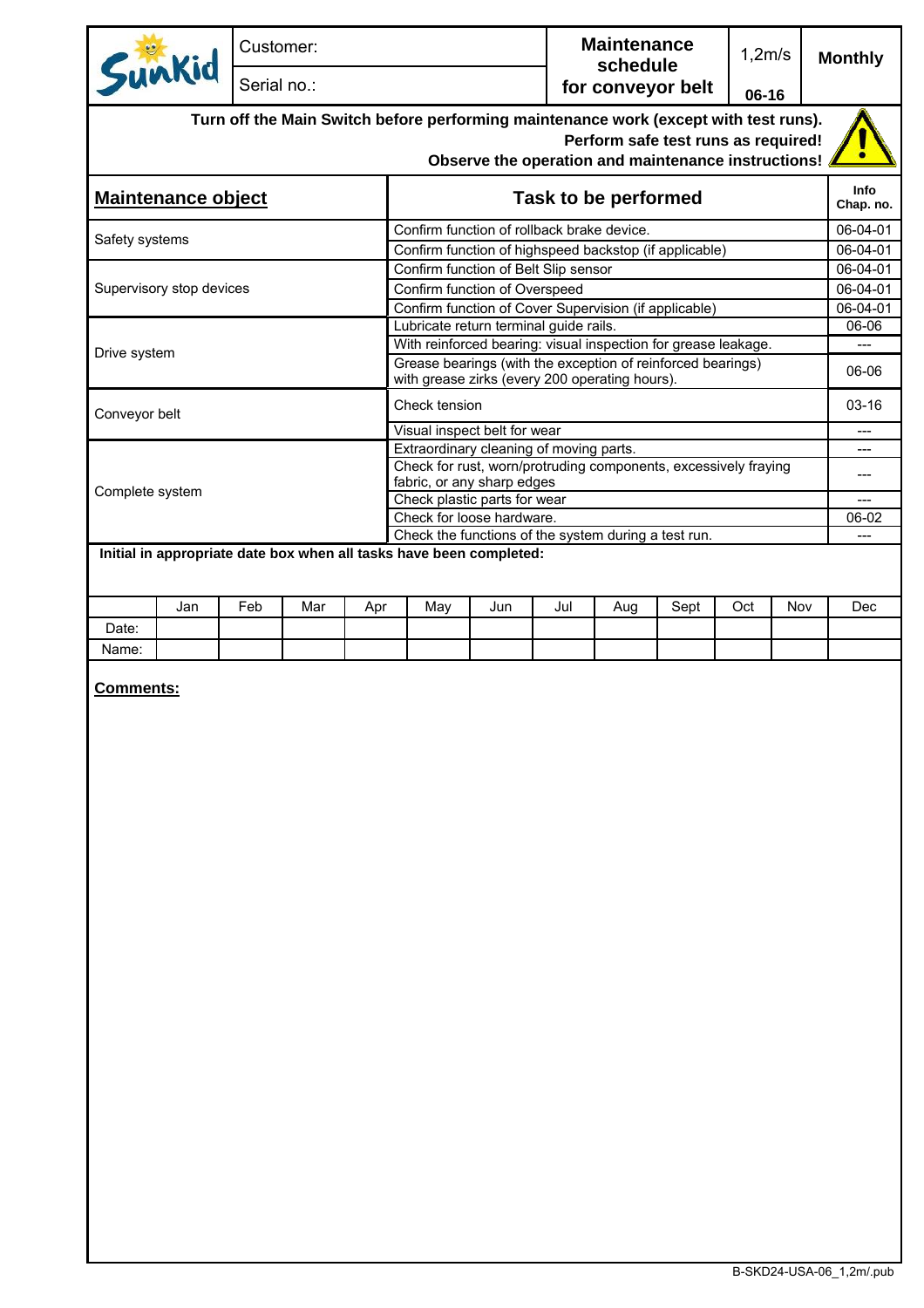| Sunkid | Customer: | Maintenance schedule for conveyor belt | 1,2m/s | Monthly |
|---|---|---|---|---|
| | Serial no.: | | 06-16 | |

**Turn off the Main Switch before performing maintenance work (except with test runs).**
**Perform safe test runs as required!**
**Observe the operation and maintenance instructions!**

| Maintenance object | Task to be performed | Info Chap. no. |
|---|---|---|
| Safety systems | Confirm function of rollback brake device. | 06-04-01 |
| | Confirm function of highspeed backstop (if applicable) | 06-04-01 |
| Supervisory stop devices | Confirm function of Belt Slip sensor | 06-04-01 |
| | Confirm function of Overspeed | 06-04-01 |
| | Confirm function of Cover Supervision (if applicable) | 06-04-01 |
| Drive system | Lubricate return terminal guide rails. | 06-06 |
| | With reinforced bearing: visual inspection for grease leakage. | --- |
| | Grease bearings (with the exception of reinforced bearings) with grease zirks (every 200 operating hours). | 06-06 |
| Conveyor belt | Check tension | 03-16 |
| | Visual inspect belt for wear | --- |
| Complete system | Extraordinary cleaning of moving parts. | --- |
| | Check for rust, worn/protruding components, excessively fraying fabric, or any sharp edges | --- |
| | Check plastic parts for wear | --- |
| | Check for loose hardware. | 06-02 |
| | Check the functions of the system during a test run. | --- |

**Initial in appropriate date box when all tasks have been completed:**

| | Jan | Feb | Mar | Apr | May | Jun | Jul | Aug | Sept | Oct | Nov | Dec |
|---|---|---|---|---|---|---|---|---|---|---|---|---|
| Date: | | | | | | | | | | | | |
| Name: | | | | | | | | | | | | |

**Comments:**

B-SKD24-USA-06_1,2m/.pub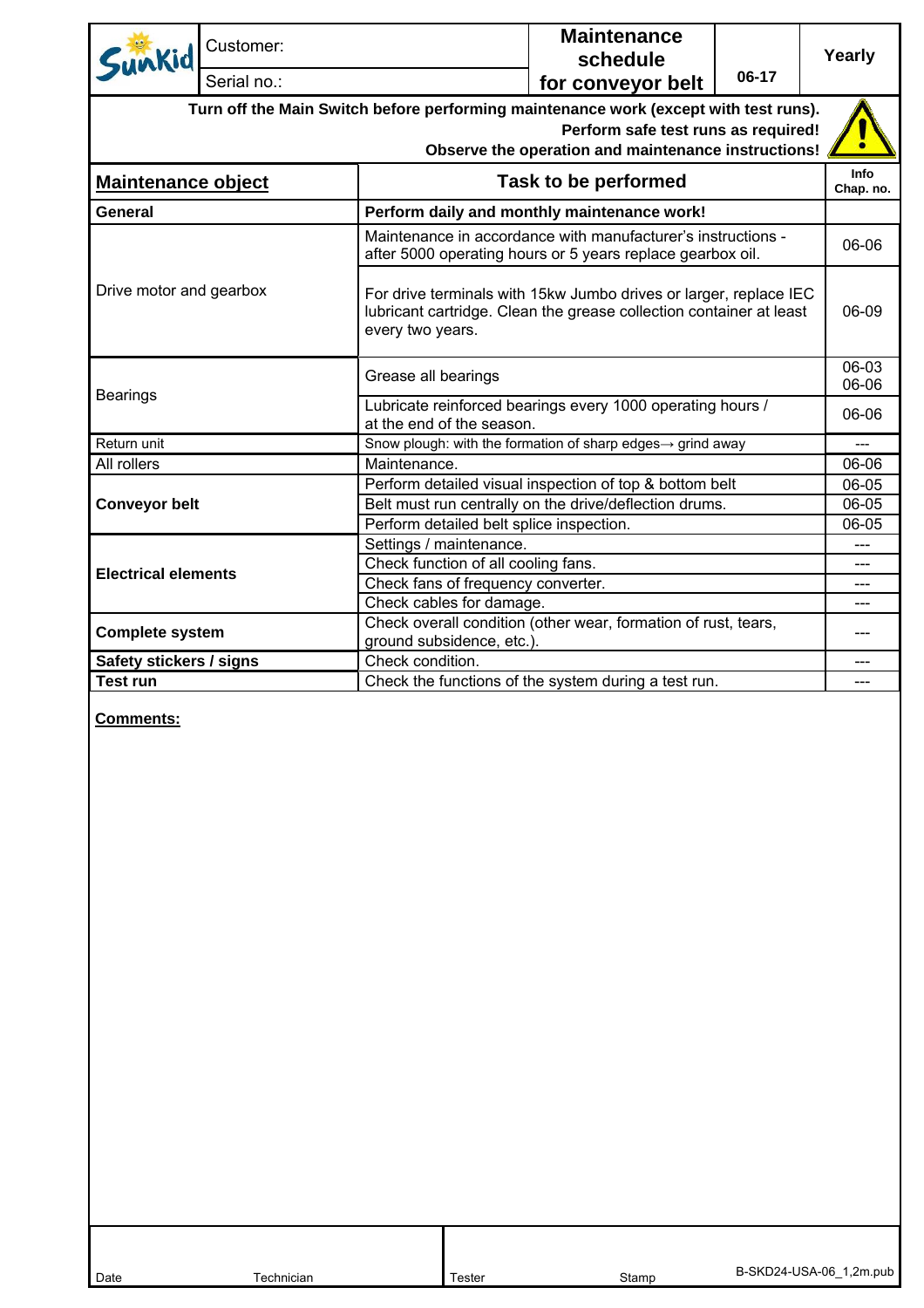| Sunkid | Customer: | Maintenance schedule for conveyor belt | 06-17 | Yearly |
|---|---|---|---|---|
| | Serial no.: | | | |

**Turn off the Main Switch before performing maintenance work (except with test runs).**
**Perform safe test runs as required!**
**Observe the operation and maintenance instructions!**

| Maintenance object | Task to be performed | Info Chap. no. |
|---|---|---|
| **General** | **Perform daily and monthly maintenance work!** | |
| Drive motor and gearbox | Maintenance in accordance with manufacturer's instructions - after 5000 operating hours or 5 years replace gearbox oil. | 06-06 |
| | For drive terminals with 15kw Jumbo drives or larger, replace IEC lubricant cartridge. Clean the grease collection container at least every two years. | 06-09 |
| Bearings | Grease all bearings | 06-03 06-06 |
| | Lubricate reinforced bearings every 1000 operating hours / at the end of the season. | 06-06 |
| Return unit | Snow plough: with the formation of sharp edges→ grind away | --- |
| All rollers | Maintenance. | 06-06 |
| **Conveyor belt** | Perform detailed visual inspection of top & bottom belt | 06-05 |
| | Belt must run centrally on the drive/deflection drums. | 06-05 |
| | Perform detailed belt splice inspection. | 06-05 |
| **Electrical elements** | Settings / maintenance. | --- |
| | Check function of all cooling fans. | --- |
| | Check fans of frequency converter. | --- |
| | Check cables for damage. | --- |
| **Complete system** | Check overall condition (other wear, formation of rust, tears, ground subsidence, etc.). | --- |
| **Safety stickers / signs** | Check condition. | --- |
| **Test run** | Check the functions of the system during a test run. | --- |

**Comments:**

| Date | Technician | Tester | Stamp |
|---|---|---|---|
| | | | |

B-SKD24-USA-06_1,2m.pub